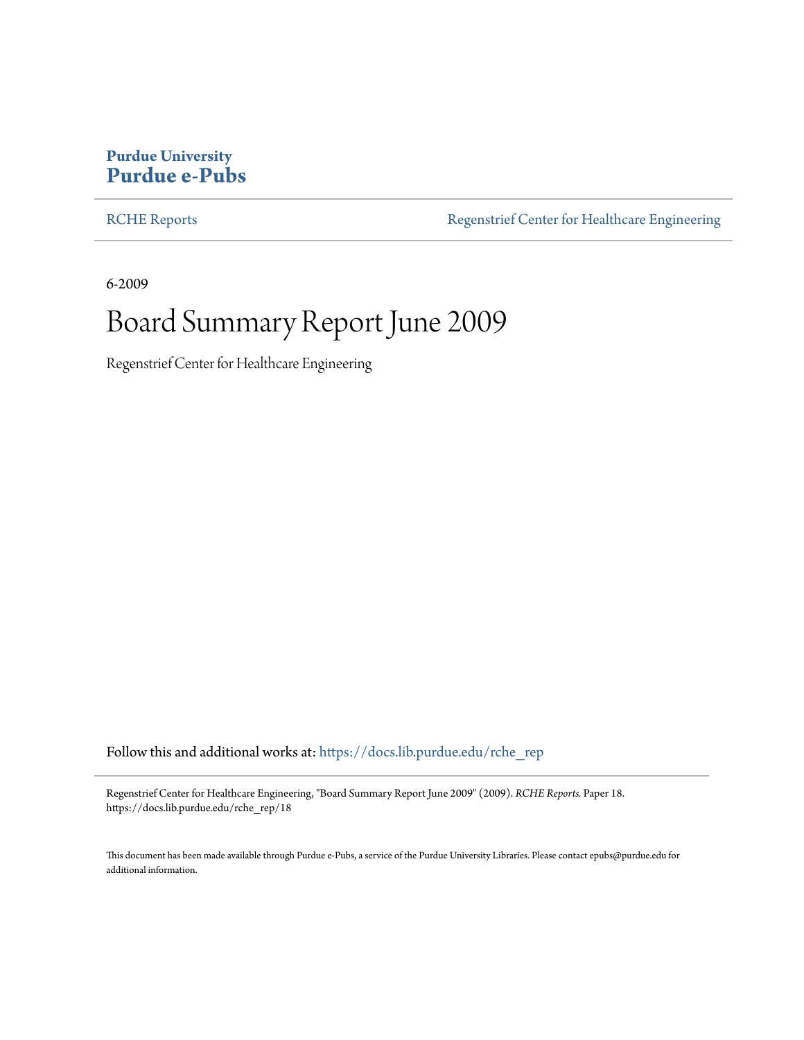Purdue University
**Purdue e-Pubs**

RCHE Reports | Regenstrief Center for Healthcare Engineering

6-2009

# Board Summary Report June 2009

Regenstrief Center for Healthcare Engineering

Follow this and additional works at: https://docs.lib.purdue.edu/rche_rep

Regenstrief Center for Healthcare Engineering, "Board Summary Report June 2009" (2009). *RCHE Reports.* Paper 18.
https://docs.lib.purdue.edu/rche_rep/18

This document has been made available through Purdue e-Pubs, a service of the Purdue University Libraries. Please contact epubs@purdue.edu for additional information.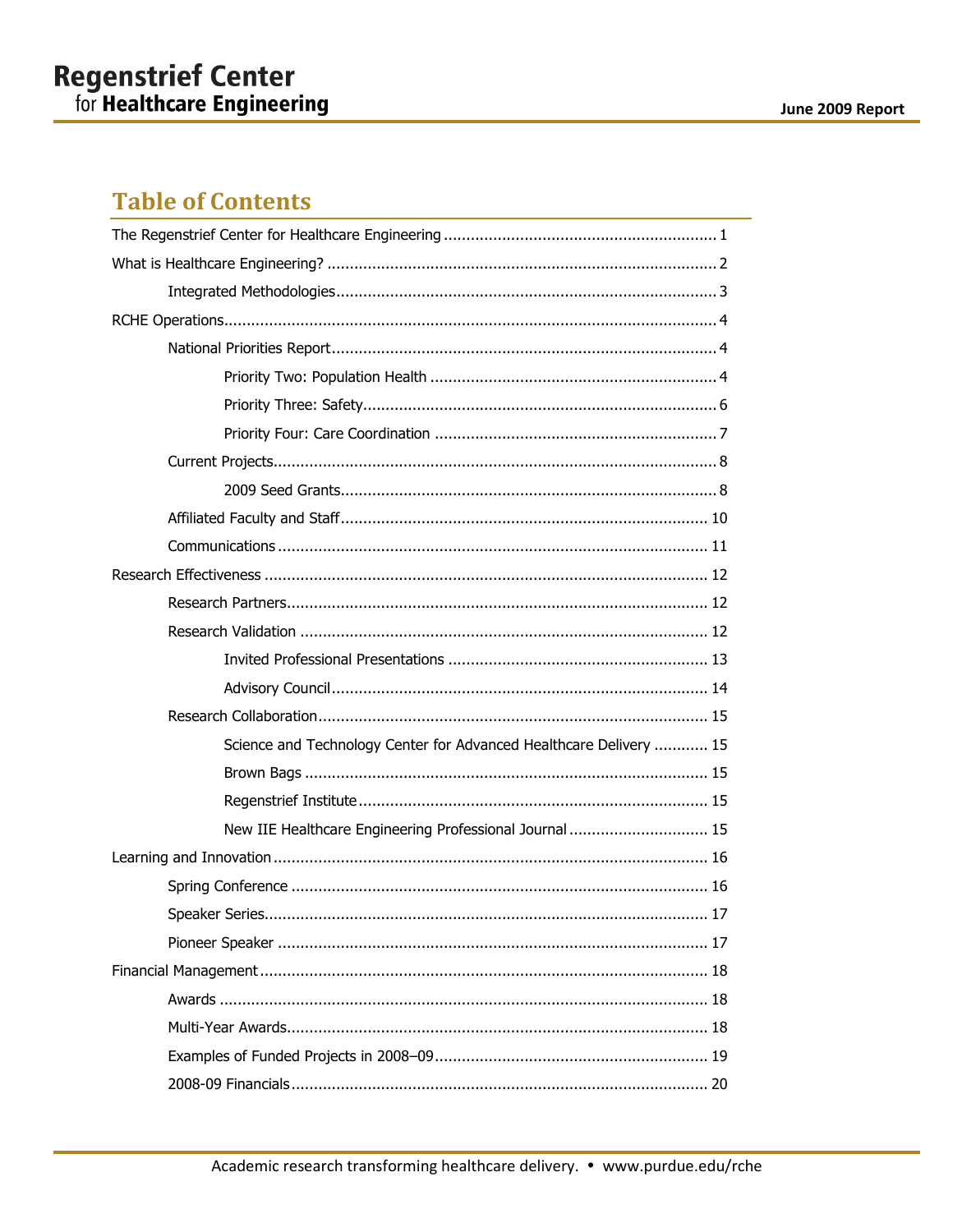# Table of Contents

- The Regenstrief Center for Healthcare Engineering ............ 1
- What is Healthcare Engineering? ............ 2
  - Integrated Methodologies ............ 3
- RCHE Operations ............ 4
  - National Priorities Report ............ 4
    - Priority Two: Population Health ............ 4
    - Priority Three: Safety ............ 6
    - Priority Four: Care Coordination ............ 7
  - Current Projects ............ 8
    - 2009 Seed Grants ............ 8
  - Affiliated Faculty and Staff ............ 10
  - Communications ............ 11
- Research Effectiveness ............ 12
  - Research Partners ............ 12
  - Research Validation ............ 12
    - Invited Professional Presentations ............ 13
    - Advisory Council ............ 14
  - Research Collaboration ............ 15
    - Science and Technology Center for Advanced Healthcare Delivery ............ 15
    - Brown Bags ............ 15
    - Regenstrief Institute ............ 15
    - New IIE Healthcare Engineering Professional Journal ............ 15
- Learning and Innovation ............ 16
  - Spring Conference ............ 16
  - Speaker Series ............ 17
  - Pioneer Speaker ............ 17
- Financial Management ............ 18
  - Awards ............ 18
  - Multi-Year Awards ............ 18
  - Examples of Funded Projects in 2008–09 ............ 19
  - 2008-09 Financials ............ 20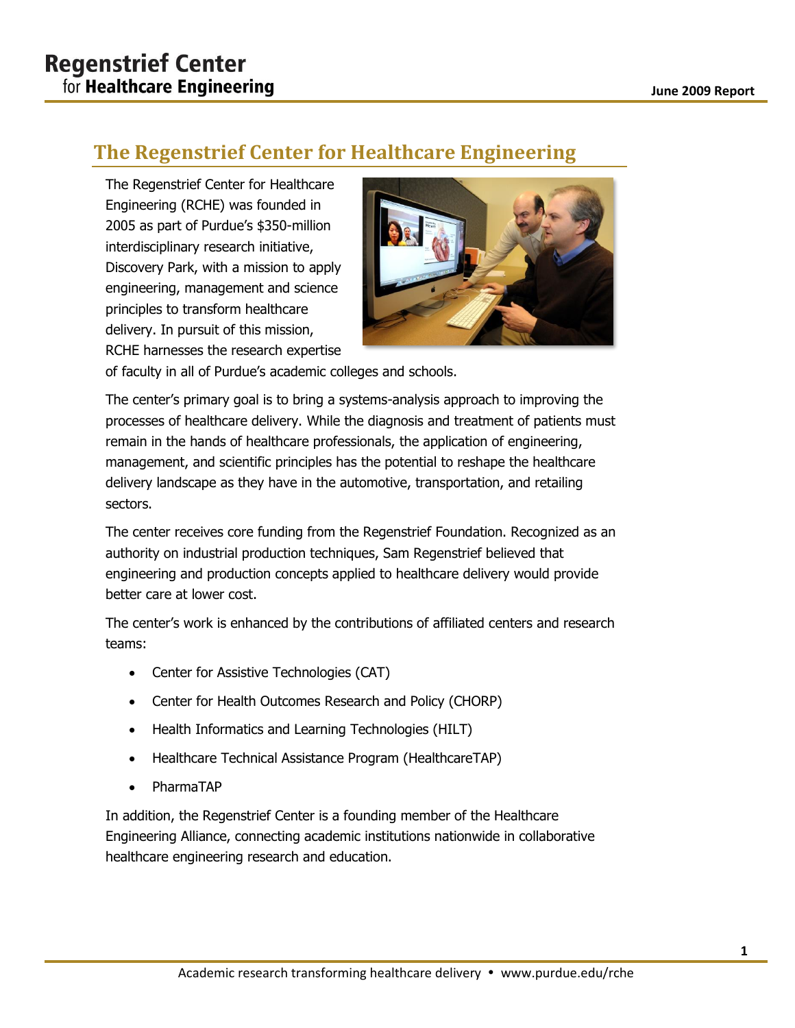## The Regenstrief Center for Healthcare Engineering

The Regenstrief Center for Healthcare Engineering (RCHE) was founded in 2005 as part of Purdue's $350-million interdisciplinary research initiative, Discovery Park, with a mission to apply engineering, management and science principles to transform healthcare delivery. In pursuit of this mission, RCHE harnesses the research expertise of faculty in all of Purdue's academic colleges and schools.

The center's primary goal is to bring a systems-analysis approach to improving the processes of healthcare delivery. While the diagnosis and treatment of patients must remain in the hands of healthcare professionals, the application of engineering, management, and scientific principles has the potential to reshape the healthcare delivery landscape as they have in the automotive, transportation, and retailing sectors.

The center receives core funding from the Regenstrief Foundation. Recognized as an authority on industrial production techniques, Sam Regenstrief believed that engineering and production concepts applied to healthcare delivery would provide better care at lower cost.

The center's work is enhanced by the contributions of affiliated centers and research teams:

- Center for Assistive Technologies (CAT)
- Center for Health Outcomes Research and Policy (CHORP)
- Health Informatics and Learning Technologies (HILT)
- Healthcare Technical Assistance Program (HealthcareTAP)
- PharmaTAP

In addition, the Regenstrief Center is a founding member of the Healthcare Engineering Alliance, connecting academic institutions nationwide in collaborative healthcare engineering research and education.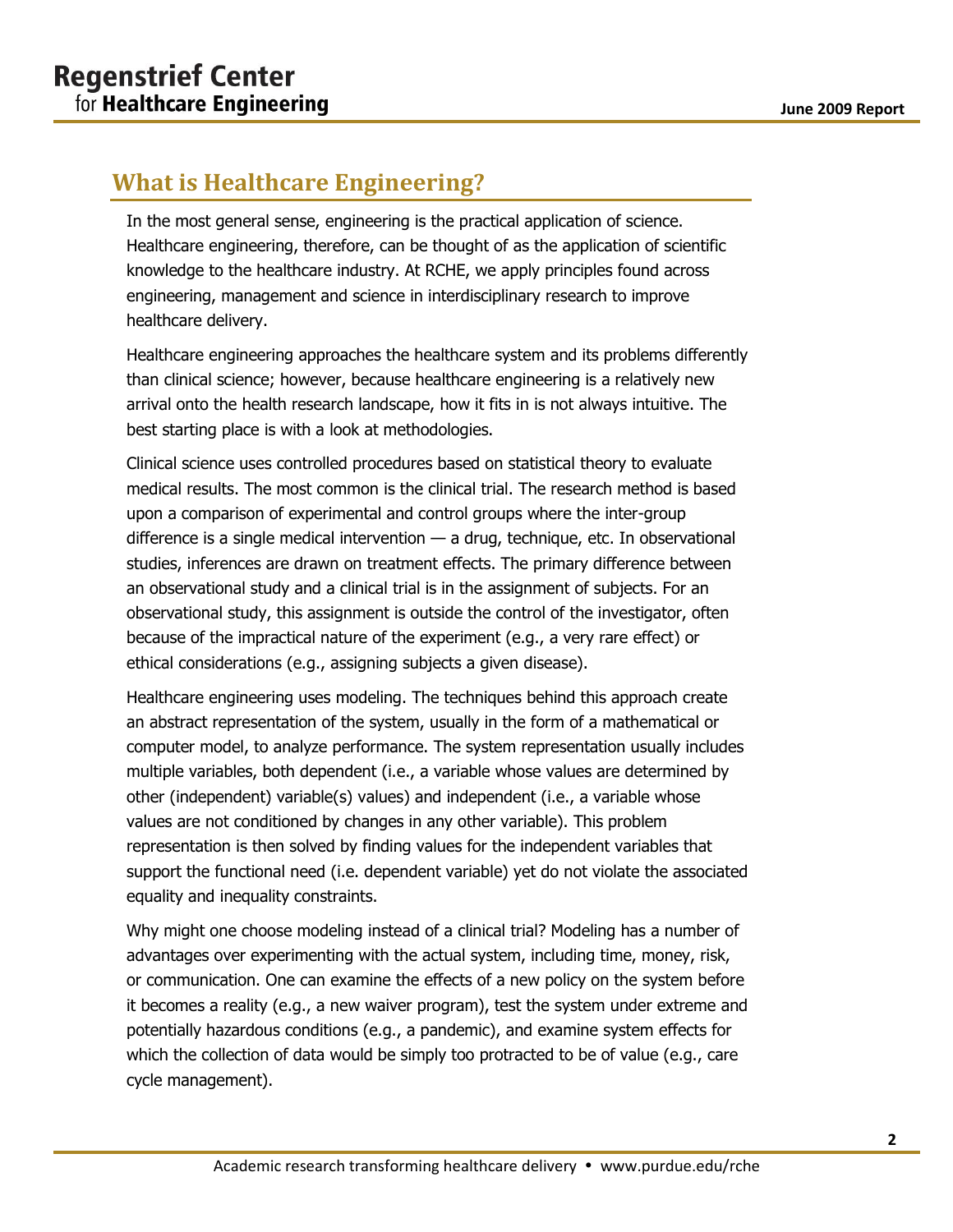## What is Healthcare Engineering?

In the most general sense, engineering is the practical application of science. Healthcare engineering, therefore, can be thought of as the application of scientific knowledge to the healthcare industry. At RCHE, we apply principles found across engineering, management and science in interdisciplinary research to improve healthcare delivery.

Healthcare engineering approaches the healthcare system and its problems differently than clinical science; however, because healthcare engineering is a relatively new arrival onto the health research landscape, how it fits in is not always intuitive. The best starting place is with a look at methodologies.

Clinical science uses controlled procedures based on statistical theory to evaluate medical results. The most common is the clinical trial. The research method is based upon a comparison of experimental and control groups where the inter-group difference is a single medical intervention — a drug, technique, etc. In observational studies, inferences are drawn on treatment effects. The primary difference between an observational study and a clinical trial is in the assignment of subjects. For an observational study, this assignment is outside the control of the investigator, often because of the impractical nature of the experiment (e.g., a very rare effect) or ethical considerations (e.g., assigning subjects a given disease).

Healthcare engineering uses modeling. The techniques behind this approach create an abstract representation of the system, usually in the form of a mathematical or computer model, to analyze performance. The system representation usually includes multiple variables, both dependent (i.e., a variable whose values are determined by other (independent) variable(s) values) and independent (i.e., a variable whose values are not conditioned by changes in any other variable). This problem representation is then solved by finding values for the independent variables that support the functional need (i.e. dependent variable) yet do not violate the associated equality and inequality constraints.

Why might one choose modeling instead of a clinical trial? Modeling has a number of advantages over experimenting with the actual system, including time, money, risk, or communication. One can examine the effects of a new policy on the system before it becomes a reality (e.g., a new waiver program), test the system under extreme and potentially hazardous conditions (e.g., a pandemic), and examine system effects for which the collection of data would be simply too protracted to be of value (e.g., care cycle management).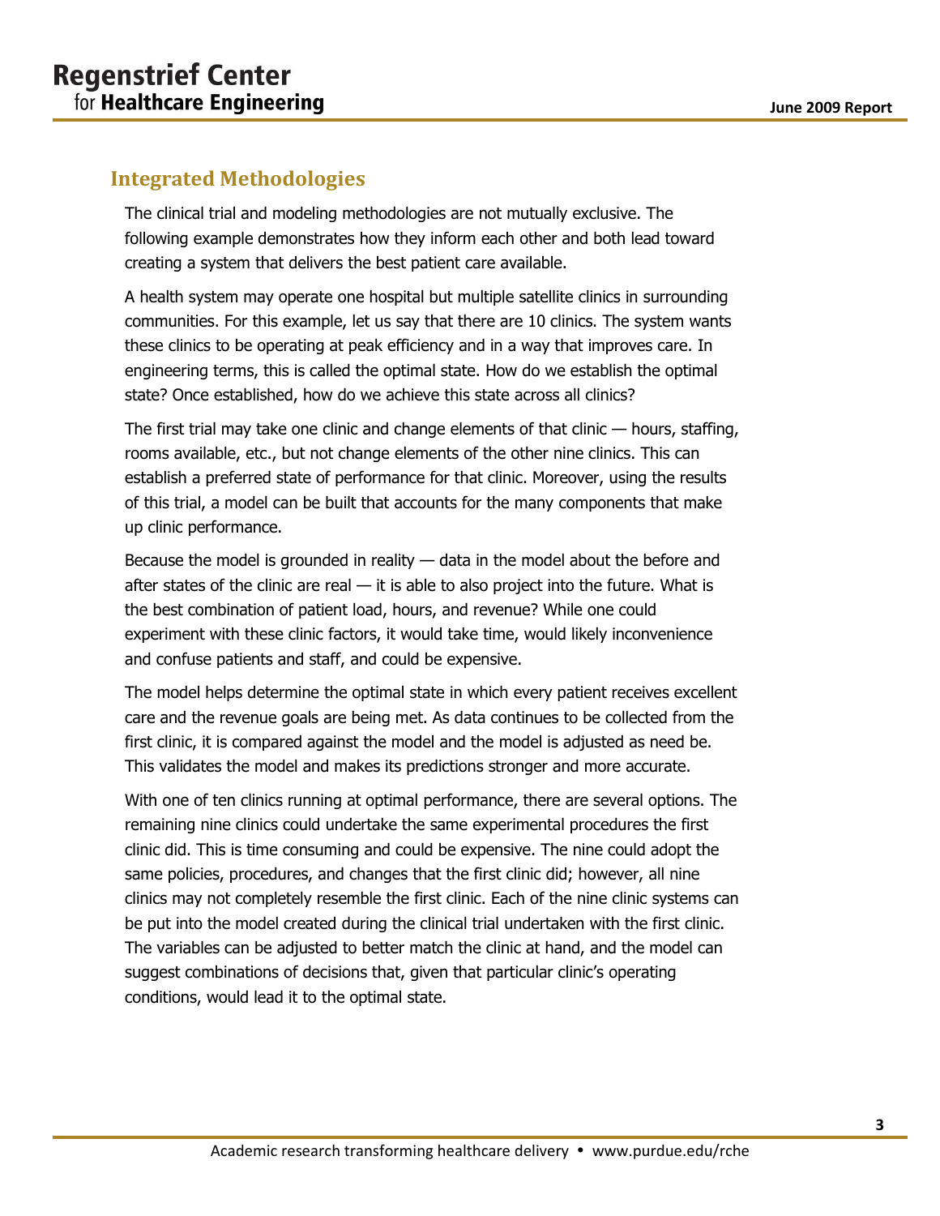## Integrated Methodologies

The clinical trial and modeling methodologies are not mutually exclusive. The following example demonstrates how they inform each other and both lead toward creating a system that delivers the best patient care available.

A health system may operate one hospital but multiple satellite clinics in surrounding communities. For this example, let us say that there are 10 clinics. The system wants these clinics to be operating at peak efficiency and in a way that improves care. In engineering terms, this is called the optimal state. How do we establish the optimal state? Once established, how do we achieve this state across all clinics?

The first trial may take one clinic and change elements of that clinic — hours, staffing, rooms available, etc., but not change elements of the other nine clinics. This can establish a preferred state of performance for that clinic. Moreover, using the results of this trial, a model can be built that accounts for the many components that make up clinic performance.

Because the model is grounded in reality — data in the model about the before and after states of the clinic are real — it is able to also project into the future. What is the best combination of patient load, hours, and revenue? While one could experiment with these clinic factors, it would take time, would likely inconvenience and confuse patients and staff, and could be expensive.

The model helps determine the optimal state in which every patient receives excellent care and the revenue goals are being met. As data continues to be collected from the first clinic, it is compared against the model and the model is adjusted as need be. This validates the model and makes its predictions stronger and more accurate.

With one of ten clinics running at optimal performance, there are several options. The remaining nine clinics could undertake the same experimental procedures the first clinic did. This is time consuming and could be expensive. The nine could adopt the same policies, procedures, and changes that the first clinic did; however, all nine clinics may not completely resemble the first clinic. Each of the nine clinic systems can be put into the model created during the clinical trial undertaken with the first clinic. The variables can be adjusted to better match the clinic at hand, and the model can suggest combinations of decisions that, given that particular clinic's operating conditions, would lead it to the optimal state.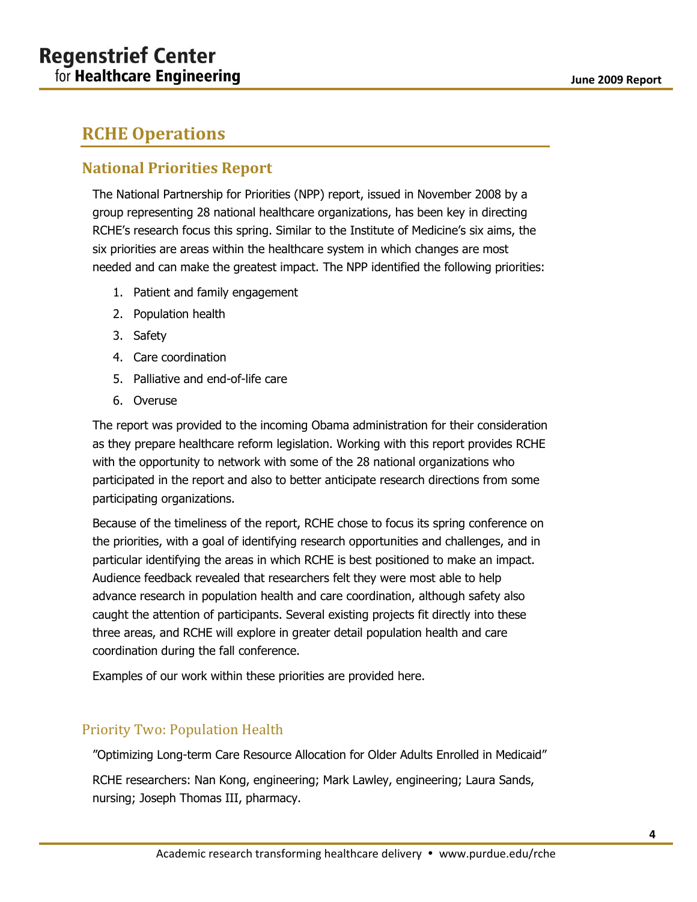## RCHE Operations

### National Priorities Report

The National Partnership for Priorities (NPP) report, issued in November 2008 by a group representing 28 national healthcare organizations, has been key in directing RCHE's research focus this spring. Similar to the Institute of Medicine's six aims, the six priorities are areas within the healthcare system in which changes are most needed and can make the greatest impact. The NPP identified the following priorities:

1. Patient and family engagement
2. Population health
3. Safety
4. Care coordination
5. Palliative and end-of-life care
6. Overuse

The report was provided to the incoming Obama administration for their consideration as they prepare healthcare reform legislation. Working with this report provides RCHE with the opportunity to network with some of the 28 national organizations who participated in the report and also to better anticipate research directions from some participating organizations.

Because of the timeliness of the report, RCHE chose to focus its spring conference on the priorities, with a goal of identifying research opportunities and challenges, and in particular identifying the areas in which RCHE is best positioned to make an impact. Audience feedback revealed that researchers felt they were most able to help advance research in population health and care coordination, although safety also caught the attention of participants. Several existing projects fit directly into these three areas, and RCHE will explore in greater detail population health and care coordination during the fall conference.

Examples of our work within these priorities are provided here.

#### Priority Two: Population Health

"Optimizing Long-term Care Resource Allocation for Older Adults Enrolled in Medicaid"

RCHE researchers: Nan Kong, engineering; Mark Lawley, engineering; Laura Sands, nursing; Joseph Thomas III, pharmacy.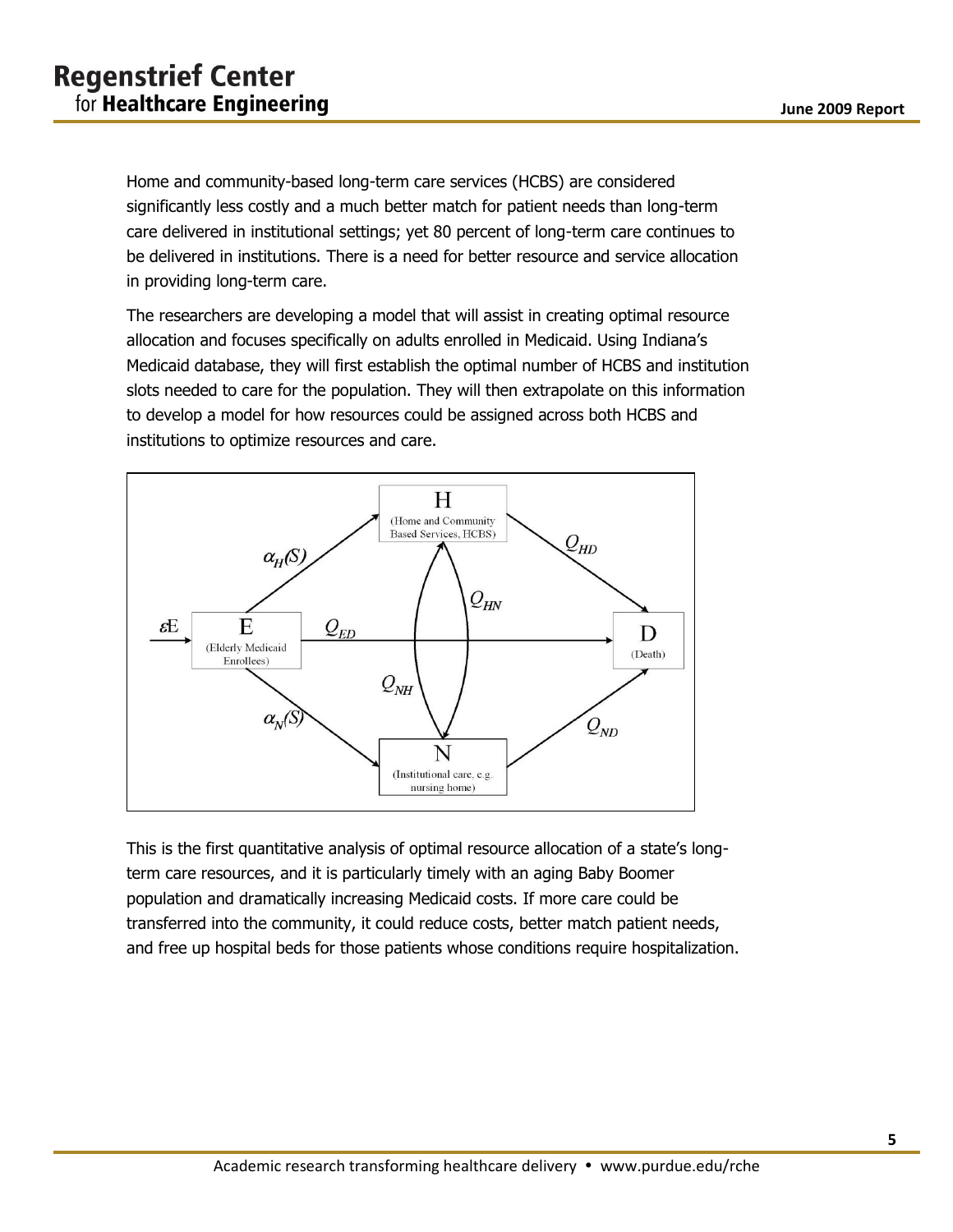Home and community-based long-term care services (HCBS) are considered significantly less costly and a much better match for patient needs than long-term care delivered in institutional settings; yet 80 percent of long-term care continues to be delivered in institutions. There is a need for better resource and service allocation in providing long-term care.

The researchers are developing a model that will assist in creating optimal resource allocation and focuses specifically on adults enrolled in Medicaid. Using Indiana's Medicaid database, they will first establish the optimal number of HCBS and institution slots needed to care for the population. They will then extrapolate on this information to develop a model for how resources could be assigned across both HCBS and institutions to optimize resources and care.

This is the first quantitative analysis of optimal resource allocation of a state's long-term care resources, and it is particularly timely with an aging Baby Boomer population and dramatically increasing Medicaid costs. If more care could be transferred into the community, it could reduce costs, better match patient needs, and free up hospital beds for those patients whose conditions require hospitalization.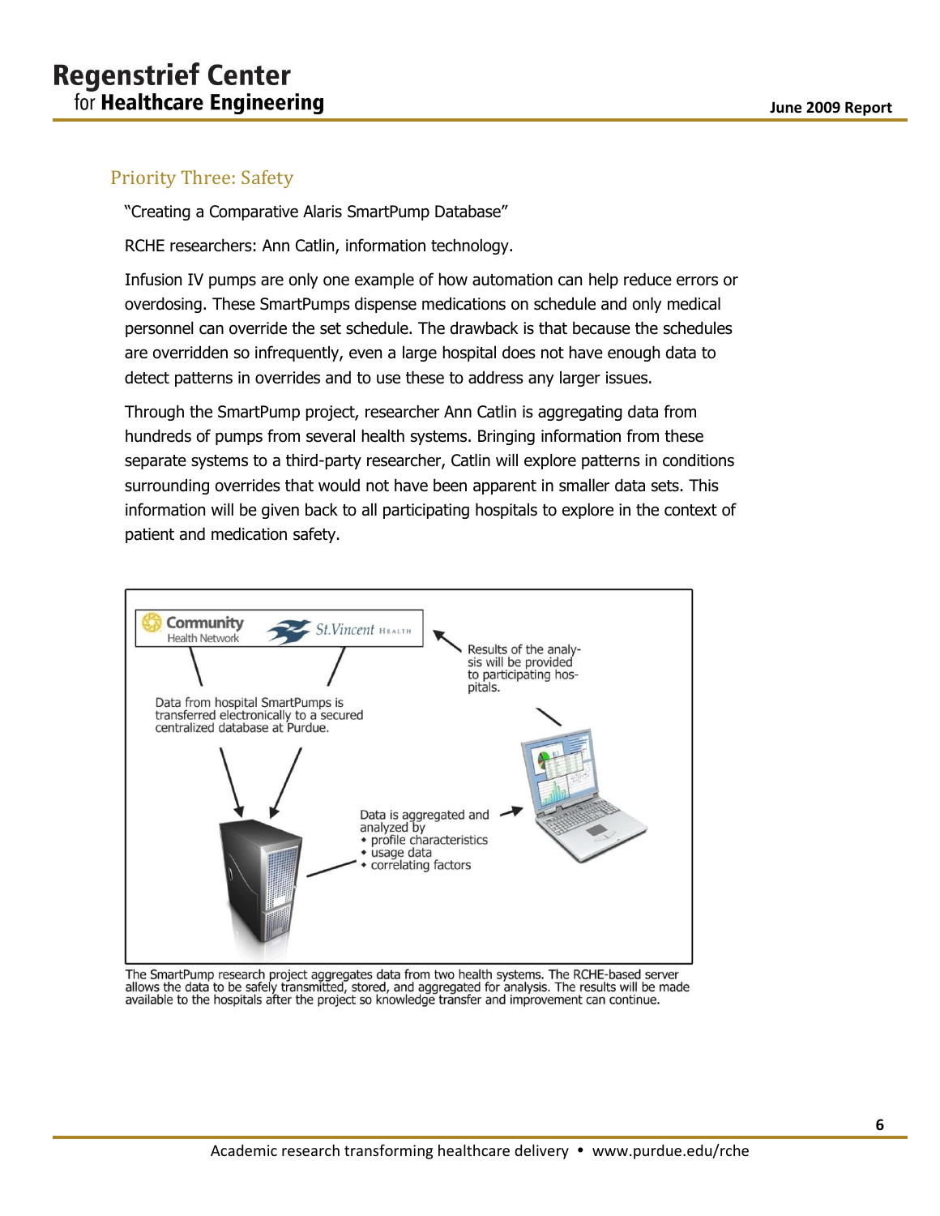## Priority Three: Safety

"Creating a Comparative Alaris SmartPump Database"

RCHE researchers: Ann Catlin, information technology.

Infusion IV pumps are only one example of how automation can help reduce errors or overdosing. These SmartPumps dispense medications on schedule and only medical personnel can override the set schedule. The drawback is that because the schedules are overridden so infrequently, even a large hospital does not have enough data to detect patterns in overrides and to use these to address any larger issues.

Through the SmartPump project, researcher Ann Catlin is aggregating data from hundreds of pumps from several health systems. Bringing information from these separate systems to a third-party researcher, Catlin will explore patterns in conditions surrounding overrides that would not have been apparent in smaller data sets. This information will be given back to all participating hospitals to explore in the context of patient and medication safety.

Community Health Network — St.Vincent Health

Data from hospital SmartPumps is transferred electronically to a secured centralized database at Purdue.

Data is aggregated and analyzed by
- profile characteristics
- usage data
- correlating factors

Results of the analysis will be provided to participating hospitals.

The SmartPump research project aggregates data from two health systems. The RCHE-based server allows the data to be safely transmitted, stored, and aggregated for analysis. The results will be made available to the hospitals after the project so knowledge transfer and improvement can continue.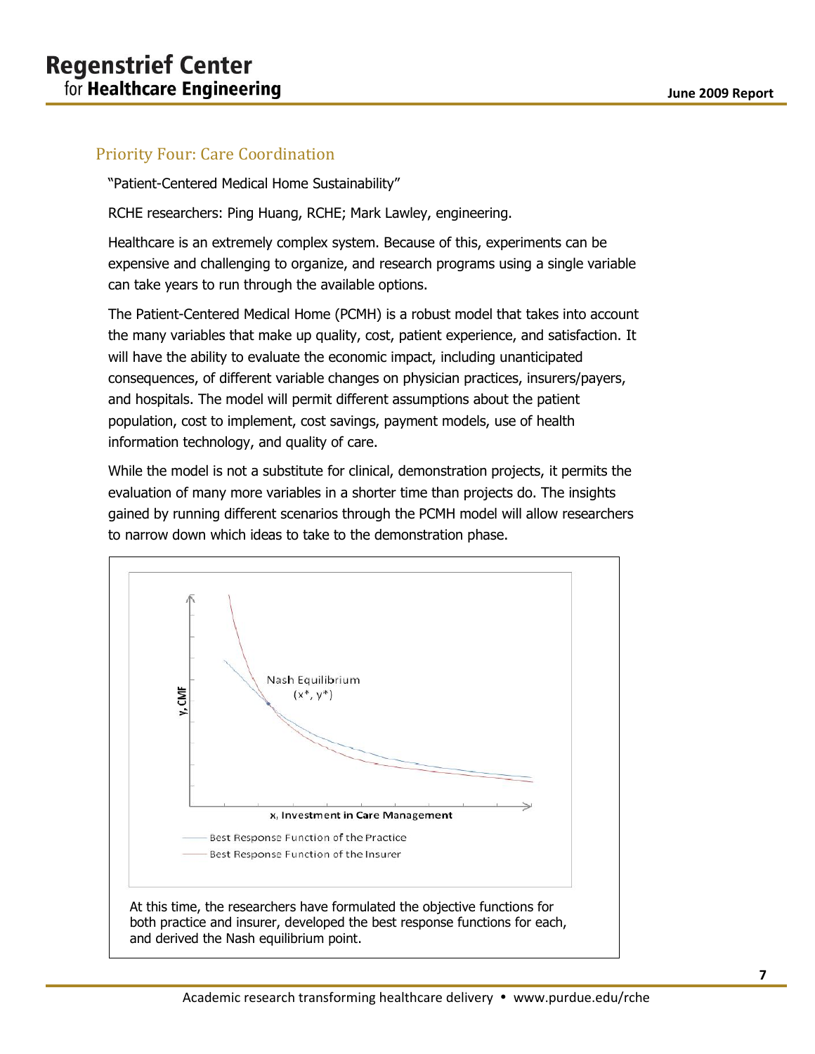## Priority Four: Care Coordination

"Patient-Centered Medical Home Sustainability"

RCHE researchers: Ping Huang, RCHE; Mark Lawley, engineering.

Healthcare is an extremely complex system. Because of this, experiments can be expensive and challenging to organize, and research programs using a single variable can take years to run through the available options.

The Patient-Centered Medical Home (PCMH) is a robust model that takes into account the many variables that make up quality, cost, patient experience, and satisfaction. It will have the ability to evaluate the economic impact, including unanticipated consequences, of different variable changes on physician practices, insurers/payers, and hospitals. The model will permit different assumptions about the patient population, cost to implement, cost savings, payment models, use of health information technology, and quality of care.

While the model is not a substitute for clinical, demonstration projects, it permits the evaluation of many more variables in a shorter time than projects do. The insights gained by running different scenarios through the PCMH model will allow researchers to narrow down which ideas to take to the demonstration phase.

Nash Equilibrium $(x^*, y^*)$

y, CMF

x, Investment in Care Management

Best Response Function of the Practice

Best Response Function of the Insurer

At this time, the researchers have formulated the objective functions for both practice and insurer, developed the best response functions for each, and derived the Nash equilibrium point.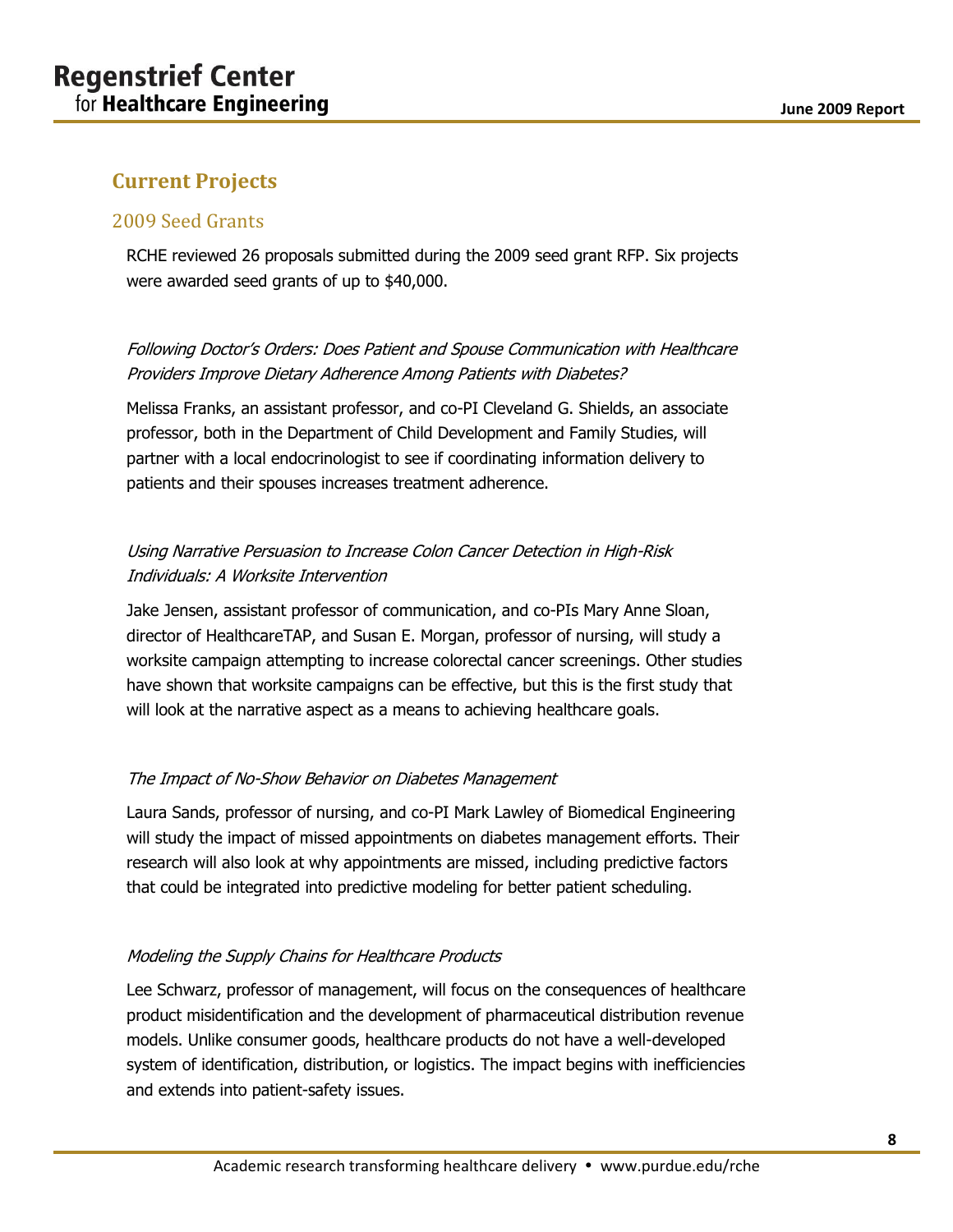## Current Projects

### 2009 Seed Grants

RCHE reviewed 26 proposals submitted during the 2009 seed grant RFP. Six projects were awarded seed grants of up to $40,000.

*Following Doctor's Orders: Does Patient and Spouse Communication with Healthcare Providers Improve Dietary Adherence Among Patients with Diabetes?*

Melissa Franks, an assistant professor, and co-PI Cleveland G. Shields, an associate professor, both in the Department of Child Development and Family Studies, will partner with a local endocrinologist to see if coordinating information delivery to patients and their spouses increases treatment adherence.

*Using Narrative Persuasion to Increase Colon Cancer Detection in High-Risk Individuals: A Worksite Intervention*

Jake Jensen, assistant professor of communication, and co-PIs Mary Anne Sloan, director of HealthcareTAP, and Susan E. Morgan, professor of nursing, will study a worksite campaign attempting to increase colorectal cancer screenings. Other studies have shown that worksite campaigns can be effective, but this is the first study that will look at the narrative aspect as a means to achieving healthcare goals.

*The Impact of No-Show Behavior on Diabetes Management*

Laura Sands, professor of nursing, and co-PI Mark Lawley of Biomedical Engineering will study the impact of missed appointments on diabetes management efforts. Their research will also look at why appointments are missed, including predictive factors that could be integrated into predictive modeling for better patient scheduling.

*Modeling the Supply Chains for Healthcare Products*

Lee Schwarz, professor of management, will focus on the consequences of healthcare product misidentification and the development of pharmaceutical distribution revenue models. Unlike consumer goods, healthcare products do not have a well-developed system of identification, distribution, or logistics. The impact begins with inefficiencies and extends into patient-safety issues.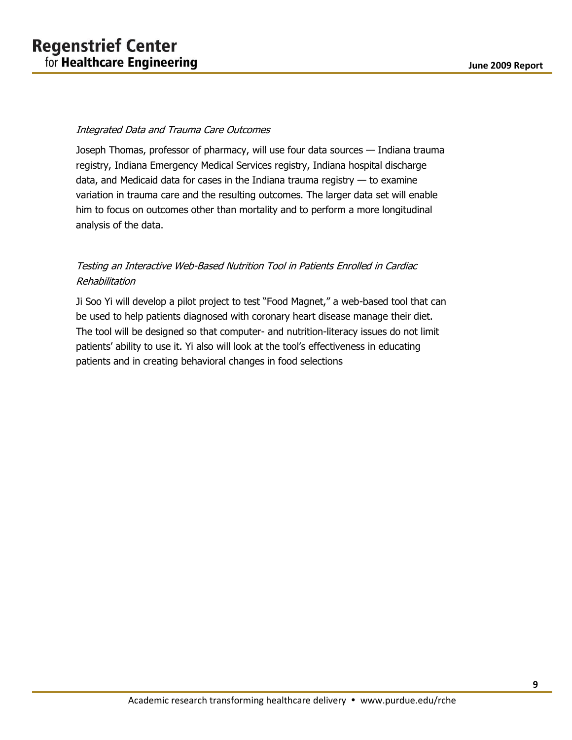*Integrated Data and Trauma Care Outcomes*

Joseph Thomas, professor of pharmacy, will use four data sources — Indiana trauma registry, Indiana Emergency Medical Services registry, Indiana hospital discharge data, and Medicaid data for cases in the Indiana trauma registry — to examine variation in trauma care and the resulting outcomes. The larger data set will enable him to focus on outcomes other than mortality and to perform a more longitudinal analysis of the data.

*Testing an Interactive Web-Based Nutrition Tool in Patients Enrolled in Cardiac Rehabilitation*

Ji Soo Yi will develop a pilot project to test "Food Magnet," a web-based tool that can be used to help patients diagnosed with coronary heart disease manage their diet. The tool will be designed so that computer- and nutrition-literacy issues do not limit patients' ability to use it. Yi also will look at the tool's effectiveness in educating patients and in creating behavioral changes in food selections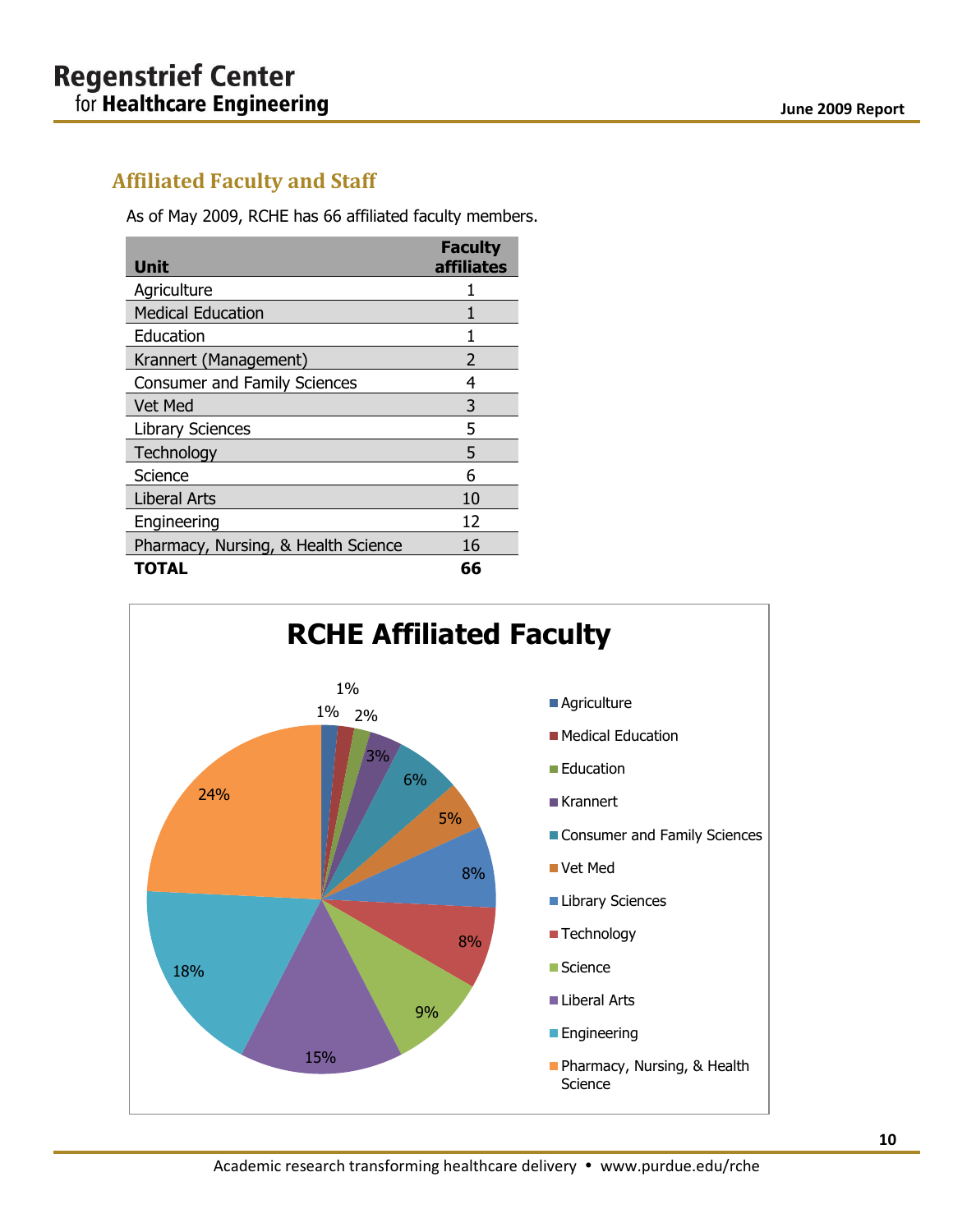## Affiliated Faculty and Staff

As of May 2009, RCHE has 66 affiliated faculty members.

| Unit | Faculty affiliates |
|---|---|
| Agriculture | 1 |
| Medical Education | 1 |
| Education | 1 |
| Krannert (Management) | 2 |
| Consumer and Family Sciences | 4 |
| Vet Med | 3 |
| Library Sciences | 5 |
| Technology | 5 |
| Science | 6 |
| Liberal Arts | 10 |
| Engineering | 12 |
| Pharmacy, Nursing, & Health Science | 16 |
| **TOTAL** | **66** |

**RCHE Affiliated Faculty**

| Unit | Percentage |
|---|---|
| Agriculture | 1% |
| Medical Education | 1% |
| Education | 2% |
| Krannert | 3% |
| Consumer and Family Sciences | 6% |
| Vet Med | 5% |
| Library Sciences | 8% |
| Technology | 8% |
| Science | 9% |
| Liberal Arts | 15% |
| Engineering | 18% |
| Pharmacy, Nursing, & Health Science | 24% |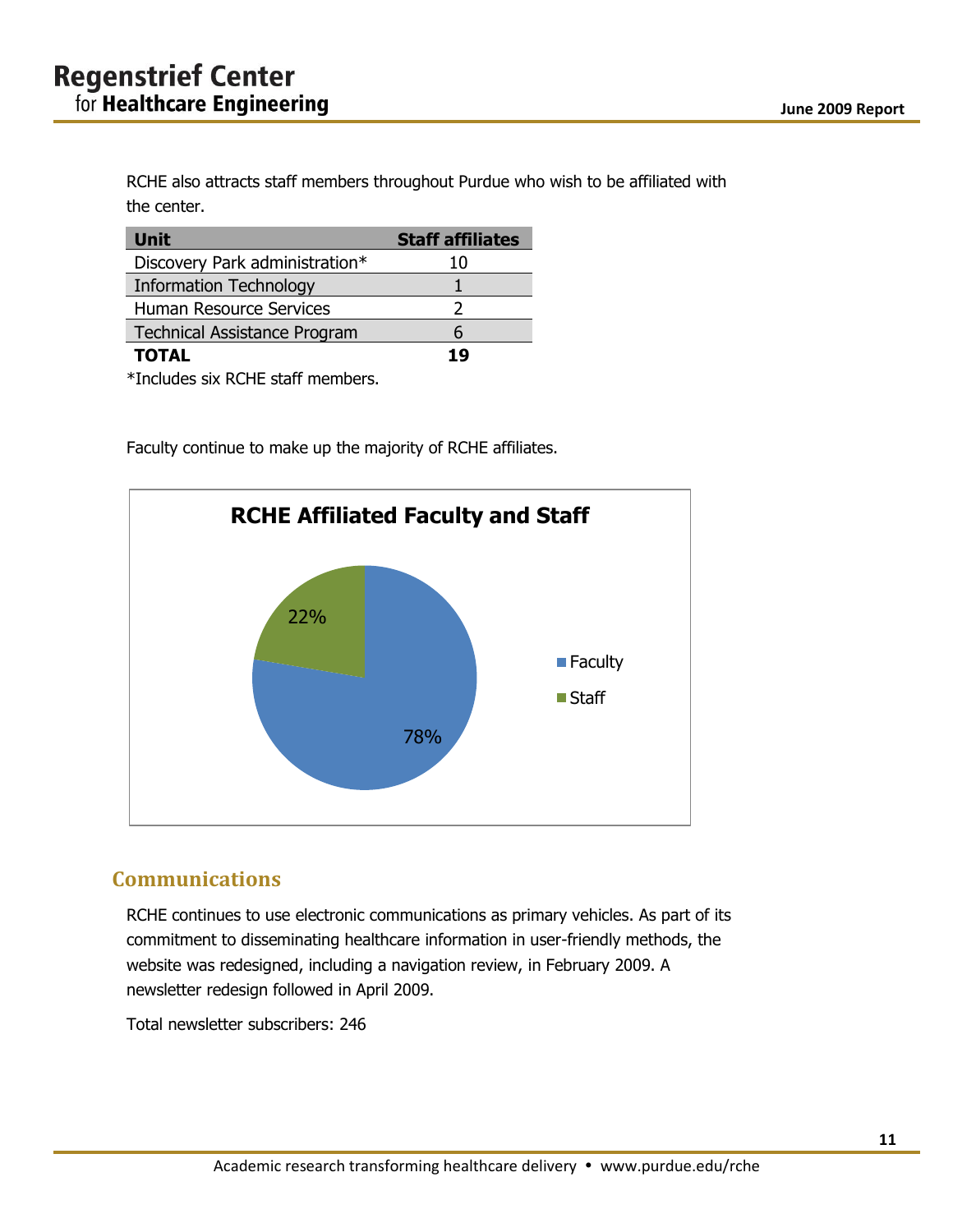RCHE also attracts staff members throughout Purdue who wish to be affiliated with the center.

| Unit | Staff affiliates |
| --- | --- |
| Discovery Park administration* | 10 |
| Information Technology | 1 |
| Human Resource Services | 2 |
| Technical Assistance Program | 6 |
| **TOTAL** | **19** |

*Includes six RCHE staff members.

Faculty continue to make up the majority of RCHE affiliates.

**RCHE Affiliated Faculty and Staff**

| Category | Percentage |
| --- | --- |
| Faculty | 78% |
| Staff | 22% |

## Communications

RCHE continues to use electronic communications as primary vehicles. As part of its commitment to disseminating healthcare information in user-friendly methods, the website was redesigned, including a navigation review, in February 2009. A newsletter redesign followed in April 2009.

Total newsletter subscribers: 246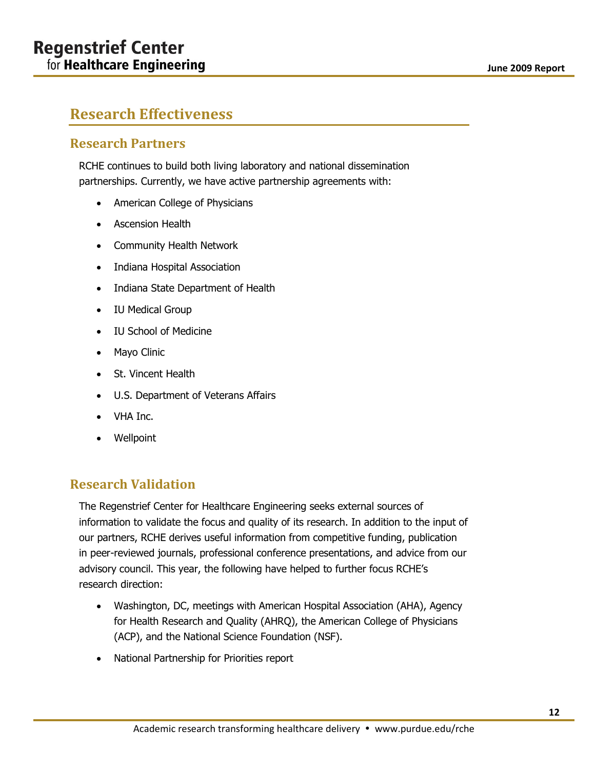# Research Effectiveness

## Research Partners

RCHE continues to build both living laboratory and national dissemination partnerships. Currently, we have active partnership agreements with:

- American College of Physicians
- Ascension Health
- Community Health Network
- Indiana Hospital Association
- Indiana State Department of Health
- IU Medical Group
- IU School of Medicine
- Mayo Clinic
- St. Vincent Health
- U.S. Department of Veterans Affairs
- VHA Inc.
- Wellpoint

## Research Validation

The Regenstrief Center for Healthcare Engineering seeks external sources of information to validate the focus and quality of its research. In addition to the input of our partners, RCHE derives useful information from competitive funding, publication in peer-reviewed journals, professional conference presentations, and advice from our advisory council. This year, the following have helped to further focus RCHE's research direction:

- Washington, DC, meetings with American Hospital Association (AHA), Agency for Health Research and Quality (AHRQ), the American College of Physicians (ACP), and the National Science Foundation (NSF).
- National Partnership for Priorities report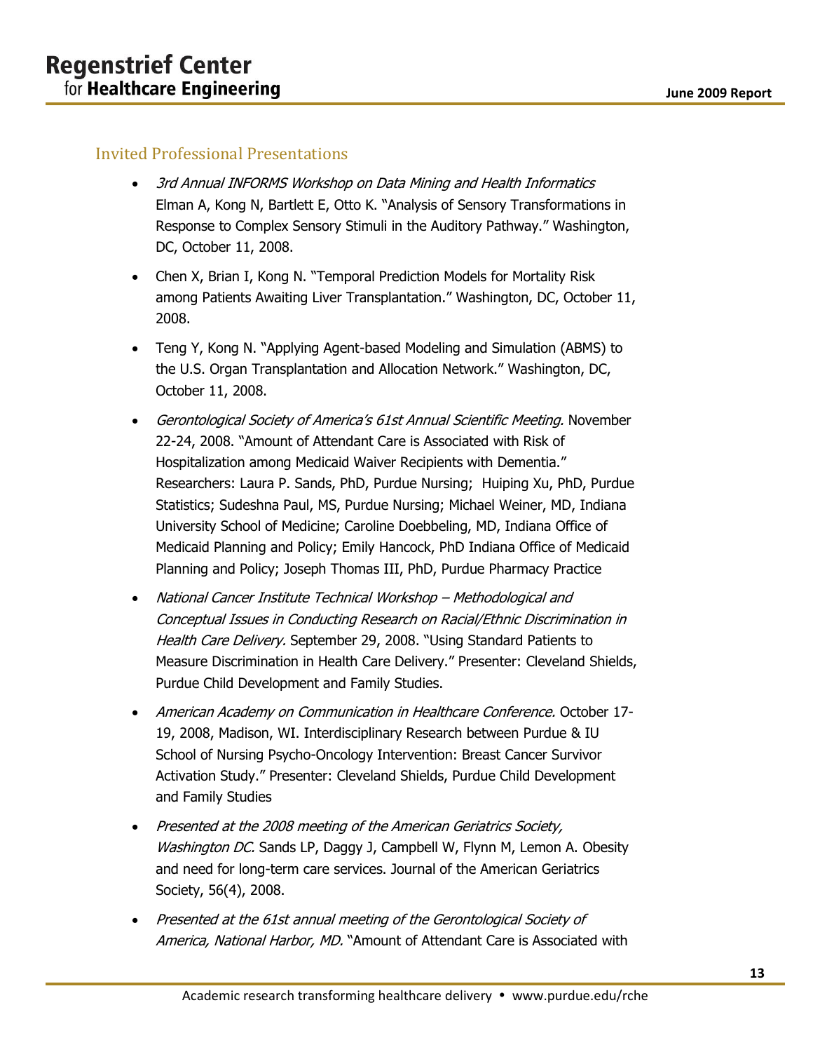## Invited Professional Presentations

- *3rd Annual INFORMS Workshop on Data Mining and Health Informatics* Elman A, Kong N, Bartlett E, Otto K. "Analysis of Sensory Transformations in Response to Complex Sensory Stimuli in the Auditory Pathway." Washington, DC, October 11, 2008.
- Chen X, Brian I, Kong N. "Temporal Prediction Models for Mortality Risk among Patients Awaiting Liver Transplantation." Washington, DC, October 11, 2008.
- Teng Y, Kong N. "Applying Agent-based Modeling and Simulation (ABMS) to the U.S. Organ Transplantation and Allocation Network." Washington, DC, October 11, 2008.
- *Gerontological Society of America's 61st Annual Scientific Meeting.* November 22-24, 2008. "Amount of Attendant Care is Associated with Risk of Hospitalization among Medicaid Waiver Recipients with Dementia." Researchers: Laura P. Sands, PhD, Purdue Nursing; Huiping Xu, PhD, Purdue Statistics; Sudeshna Paul, MS, Purdue Nursing; Michael Weiner, MD, Indiana University School of Medicine; Caroline Doebbeling, MD, Indiana Office of Medicaid Planning and Policy; Emily Hancock, PhD Indiana Office of Medicaid Planning and Policy; Joseph Thomas III, PhD, Purdue Pharmacy Practice
- *National Cancer Institute Technical Workshop – Methodological and Conceptual Issues in Conducting Research on Racial/Ethnic Discrimination in Health Care Delivery.* September 29, 2008. "Using Standard Patients to Measure Discrimination in Health Care Delivery." Presenter: Cleveland Shields, Purdue Child Development and Family Studies.
- *American Academy on Communication in Healthcare Conference.* October 17-19, 2008, Madison, WI. Interdisciplinary Research between Purdue & IU School of Nursing Psycho-Oncology Intervention: Breast Cancer Survivor Activation Study." Presenter: Cleveland Shields, Purdue Child Development and Family Studies
- *Presented at the 2008 meeting of the American Geriatrics Society, Washington DC.* Sands LP, Daggy J, Campbell W, Flynn M, Lemon A. Obesity and need for long-term care services. Journal of the American Geriatrics Society, 56(4), 2008.
- *Presented at the 61st annual meeting of the Gerontological Society of America, National Harbor, MD.* "Amount of Attendant Care is Associated with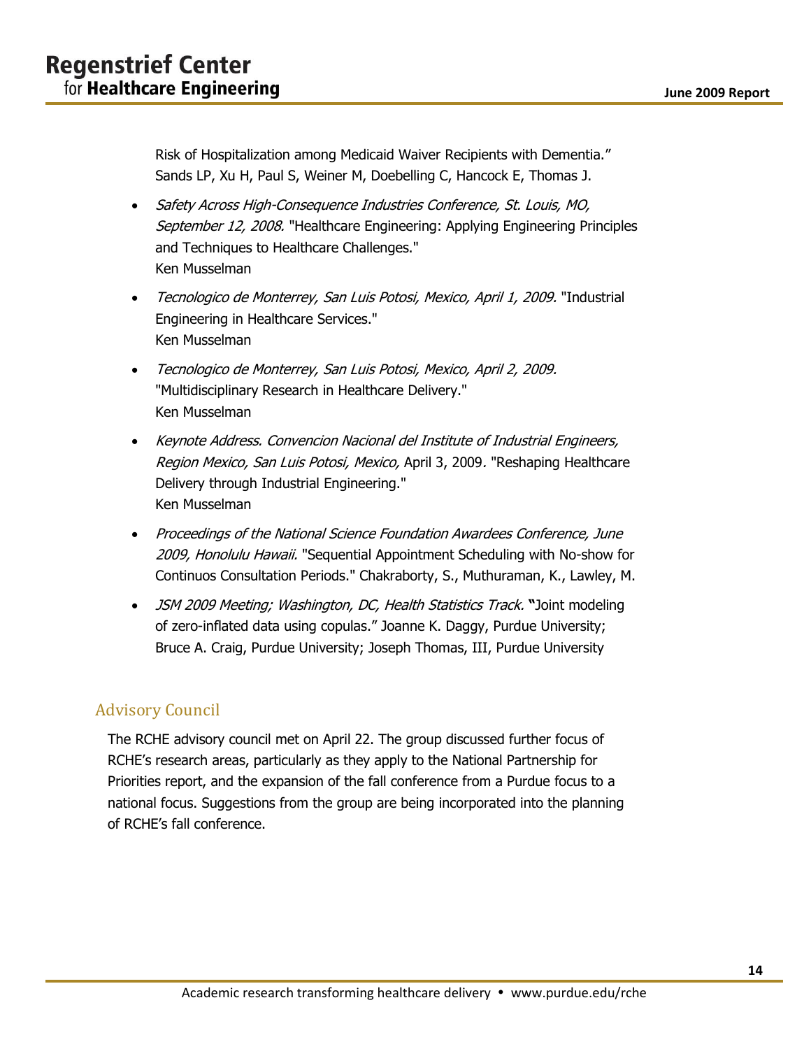Risk of Hospitalization among Medicaid Waiver Recipients with Dementia."
Sands LP, Xu H, Paul S, Weiner M, Doebelling C, Hancock E, Thomas J.

- *Safety Across High-Consequence Industries Conference, St. Louis, MO, September 12, 2008.* "Healthcare Engineering: Applying Engineering Principles and Techniques to Healthcare Challenges."
  Ken Musselman
- *Tecnologico de Monterrey, San Luis Potosi, Mexico, April 1, 2009.* "Industrial Engineering in Healthcare Services."
  Ken Musselman
- *Tecnologico de Monterrey, San Luis Potosi, Mexico, April 2, 2009.* "Multidisciplinary Research in Healthcare Delivery."
  Ken Musselman
- *Keynote Address. Convencion Nacional del Institute of Industrial Engineers, Region Mexico, San Luis Potosi, Mexico,* April 3, 2009. "Reshaping Healthcare Delivery through Industrial Engineering."
  Ken Musselman
- *Proceedings of the National Science Foundation Awardees Conference, June 2009, Honolulu Hawaii.* "Sequential Appointment Scheduling with No-show for Continuos Consultation Periods." Chakraborty, S., Muthuraman, K., Lawley, M.
- *JSM 2009 Meeting; Washington, DC, Health Statistics Track.* **"**Joint modeling of zero-inflated data using copulas." Joanne K. Daggy, Purdue University; Bruce A. Craig, Purdue University; Joseph Thomas, III, Purdue University

## Advisory Council

The RCHE advisory council met on April 22. The group discussed further focus of RCHE's research areas, particularly as they apply to the National Partnership for Priorities report, and the expansion of the fall conference from a Purdue focus to a national focus. Suggestions from the group are being incorporated into the planning of RCHE's fall conference.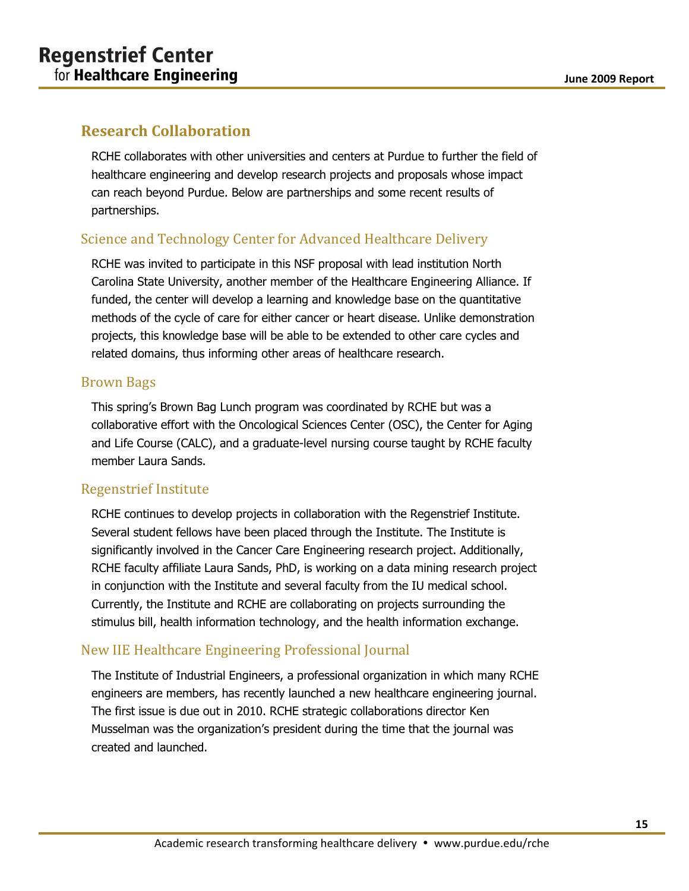## Research Collaboration

RCHE collaborates with other universities and centers at Purdue to further the field of healthcare engineering and develop research projects and proposals whose impact can reach beyond Purdue. Below are partnerships and some recent results of partnerships.

### Science and Technology Center for Advanced Healthcare Delivery

RCHE was invited to participate in this NSF proposal with lead institution North Carolina State University, another member of the Healthcare Engineering Alliance. If funded, the center will develop a learning and knowledge base on the quantitative methods of the cycle of care for either cancer or heart disease. Unlike demonstration projects, this knowledge base will be able to be extended to other care cycles and related domains, thus informing other areas of healthcare research.

### Brown Bags

This spring's Brown Bag Lunch program was coordinated by RCHE but was a collaborative effort with the Oncological Sciences Center (OSC), the Center for Aging and Life Course (CALC), and a graduate-level nursing course taught by RCHE faculty member Laura Sands.

### Regenstrief Institute

RCHE continues to develop projects in collaboration with the Regenstrief Institute. Several student fellows have been placed through the Institute. The Institute is significantly involved in the Cancer Care Engineering research project. Additionally, RCHE faculty affiliate Laura Sands, PhD, is working on a data mining research project in conjunction with the Institute and several faculty from the IU medical school. Currently, the Institute and RCHE are collaborating on projects surrounding the stimulus bill, health information technology, and the health information exchange.

### New IIE Healthcare Engineering Professional Journal

The Institute of Industrial Engineers, a professional organization in which many RCHE engineers are members, has recently launched a new healthcare engineering journal. The first issue is due out in 2010. RCHE strategic collaborations director Ken Musselman was the organization's president during the time that the journal was created and launched.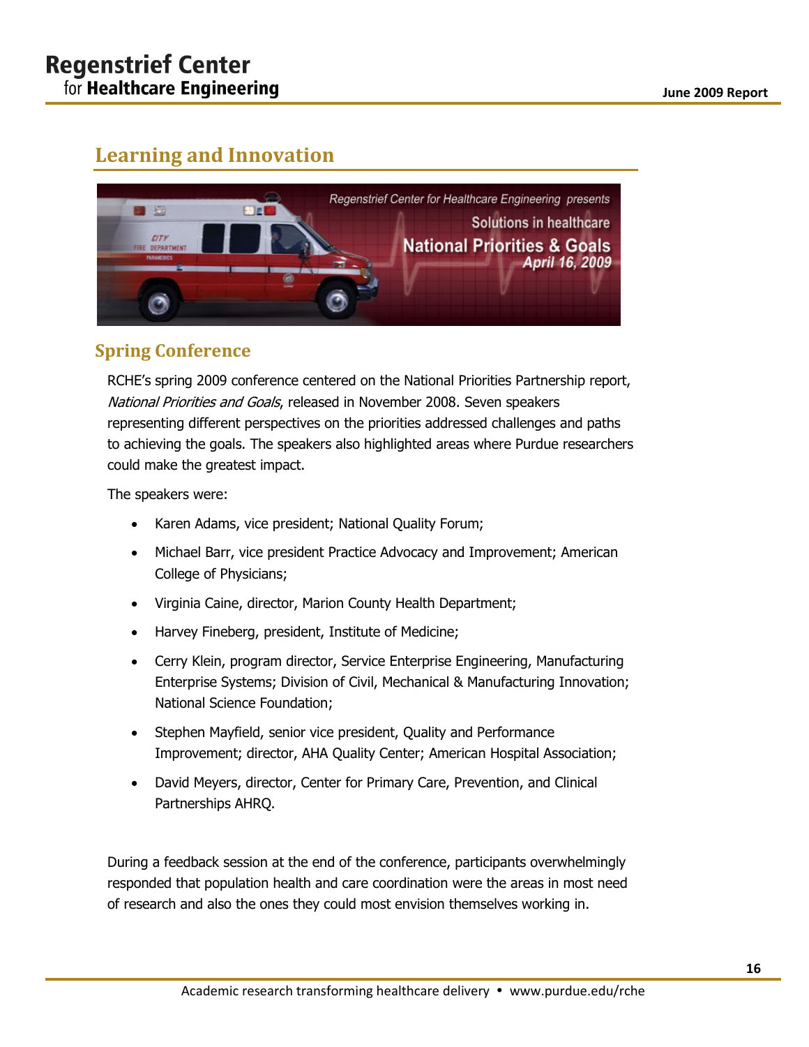## Learning and Innovation

### Spring Conference

RCHE's spring 2009 conference centered on the National Priorities Partnership report, *National Priorities and Goals*, released in November 2008. Seven speakers representing different perspectives on the priorities addressed challenges and paths to achieving the goals. The speakers also highlighted areas where Purdue researchers could make the greatest impact.

The speakers were:

- Karen Adams, vice president; National Quality Forum;
- Michael Barr, vice president Practice Advocacy and Improvement; American College of Physicians;
- Virginia Caine, director, Marion County Health Department;
- Harvey Fineberg, president, Institute of Medicine;
- Cerry Klein, program director, Service Enterprise Engineering, Manufacturing Enterprise Systems; Division of Civil, Mechanical & Manufacturing Innovation; National Science Foundation;
- Stephen Mayfield, senior vice president, Quality and Performance Improvement; director, AHA Quality Center; American Hospital Association;
- David Meyers, director, Center for Primary Care, Prevention, and Clinical Partnerships AHRQ.

During a feedback session at the end of the conference, participants overwhelmingly responded that population health and care coordination were the areas in most need of research and also the ones they could most envision themselves working in.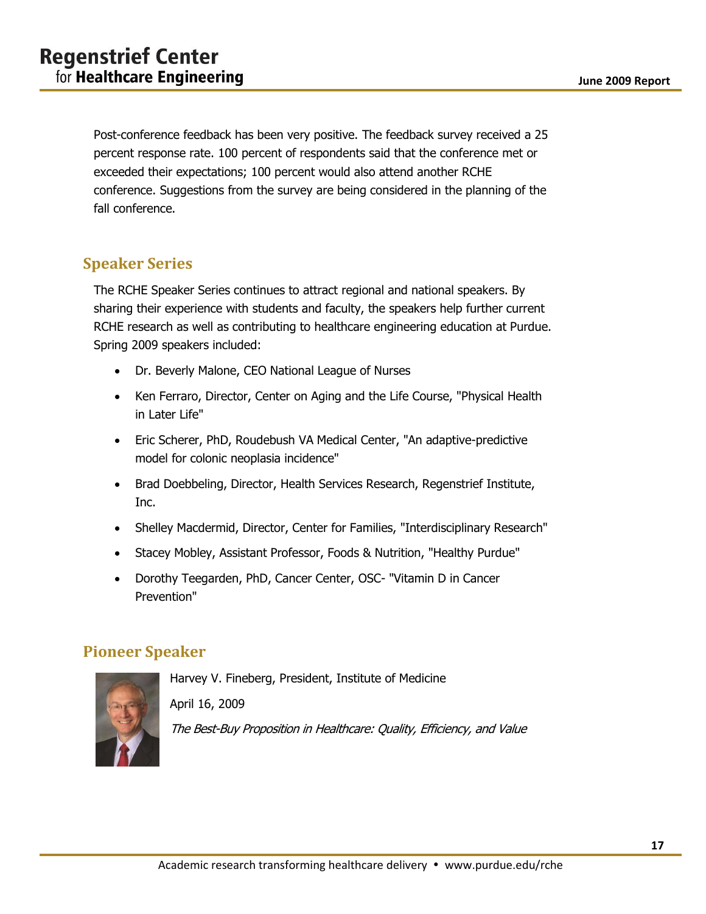Post-conference feedback has been very positive. The feedback survey received a 25 percent response rate. 100 percent of respondents said that the conference met or exceeded their expectations; 100 percent would also attend another RCHE conference. Suggestions from the survey are being considered in the planning of the fall conference.

## Speaker Series

The RCHE Speaker Series continues to attract regional and national speakers. By sharing their experience with students and faculty, the speakers help further current RCHE research as well as contributing to healthcare engineering education at Purdue. Spring 2009 speakers included:

- Dr. Beverly Malone, CEO National League of Nurses
- Ken Ferraro, Director, Center on Aging and the Life Course, "Physical Health in Later Life"
- Eric Scherer, PhD, Roudebush VA Medical Center, "An adaptive-predictive model for colonic neoplasia incidence"
- Brad Doebbeling, Director, Health Services Research, Regenstrief Institute, Inc.
- Shelley Macdermid, Director, Center for Families, "Interdisciplinary Research"
- Stacey Mobley, Assistant Professor, Foods & Nutrition, "Healthy Purdue"
- Dorothy Teegarden, PhD, Cancer Center, OSC- "Vitamin D in Cancer Prevention"

## Pioneer Speaker

Harvey V. Fineberg, President, Institute of Medicine

April 16, 2009

*The Best-Buy Proposition in Healthcare: Quality, Efficiency, and Value*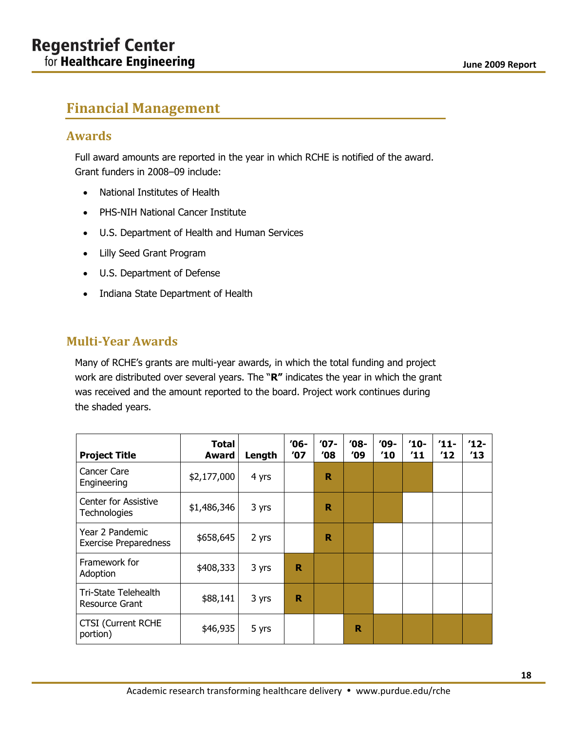# Financial Management

## Awards

Full award amounts are reported in the year in which RCHE is notified of the award. Grant funders in 2008–09 include:

- National Institutes of Health
- PHS-NIH National Cancer Institute
- U.S. Department of Health and Human Services
- Lilly Seed Grant Program
- U.S. Department of Defense
- Indiana State Department of Health

## Multi-Year Awards

Many of RCHE's grants are multi-year awards, in which the total funding and project work are distributed over several years. The "**R**" indicates the year in which the grant was received and the amount reported to the board. Project work continues during the shaded years.

| Project Title | Total Award | Length | '06-'07 | '07-'08 | '08-'09 | '09-'10 | '10-'11 | '11-'12 | '12-'13 |
|---|---|---|---|---|---|---|---|---|---|
| Cancer Care Engineering | $2,177,000 | 4 yrs | | **R** | | | | | |
| Center for Assistive Technologies | $1,486,346 | 3 yrs | | **R** | | | | | |
| Year 2 Pandemic Exercise Preparedness | $658,645 | 2 yrs | | **R** | | | | | |
| Framework for Adoption | $408,333 | 3 yrs | **R** | | | | | | |
| Tri-State Telehealth Resource Grant | $88,141 | 3 yrs | **R** | | | | | | |
| CTSI (Current RCHE portion) | $46,935 | 5 yrs | | | **R** | | | | |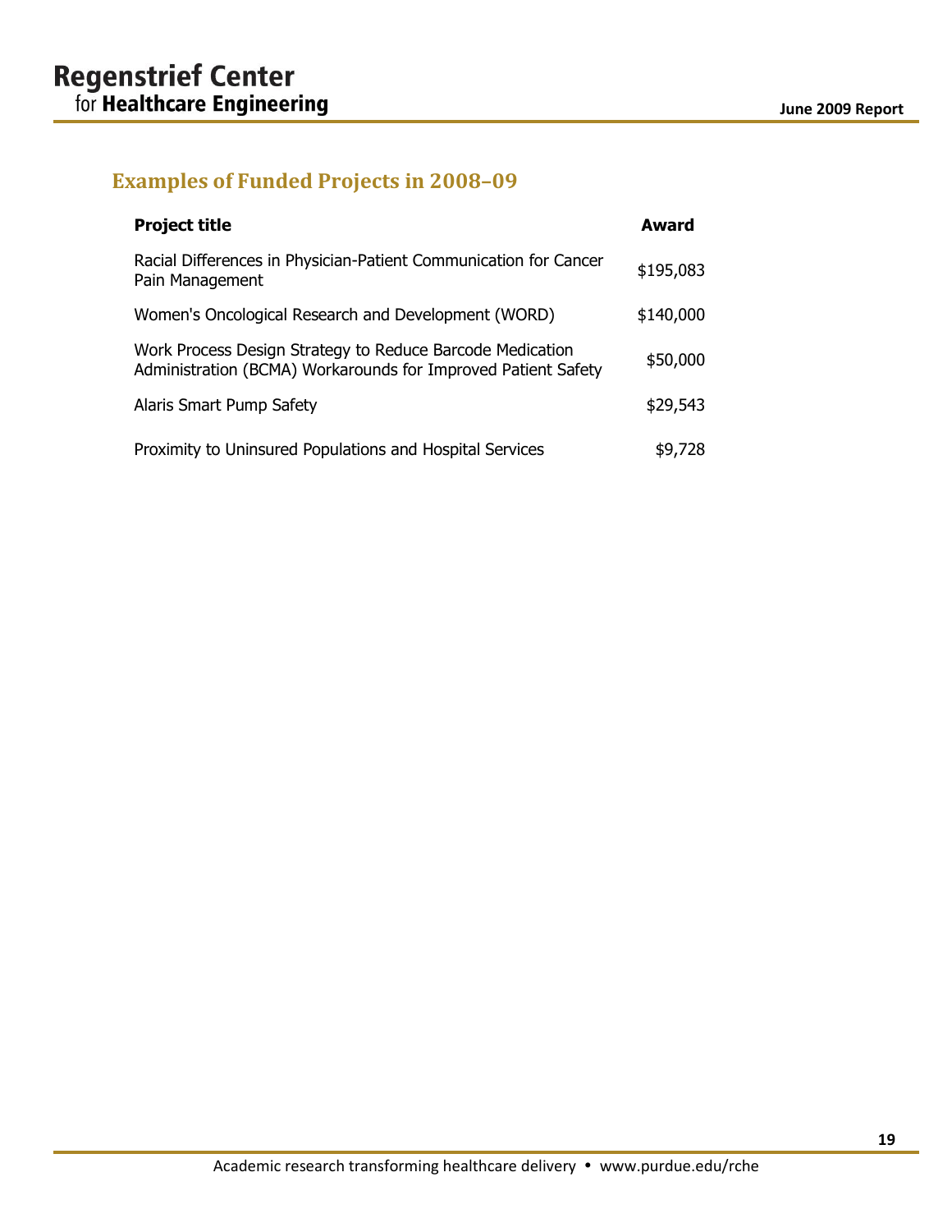## Examples of Funded Projects in 2008–09

| Project title | Award |
|---|---|
| Racial Differences in Physician-Patient Communication for Cancer Pain Management | $195,083 |
| Women's Oncological Research and Development (WORD) | $140,000 |
| Work Process Design Strategy to Reduce Barcode Medication Administration (BCMA) Workarounds for Improved Patient Safety | $50,000 |
| Alaris Smart Pump Safety | $29,543 |
| Proximity to Uninsured Populations and Hospital Services | $9,728 |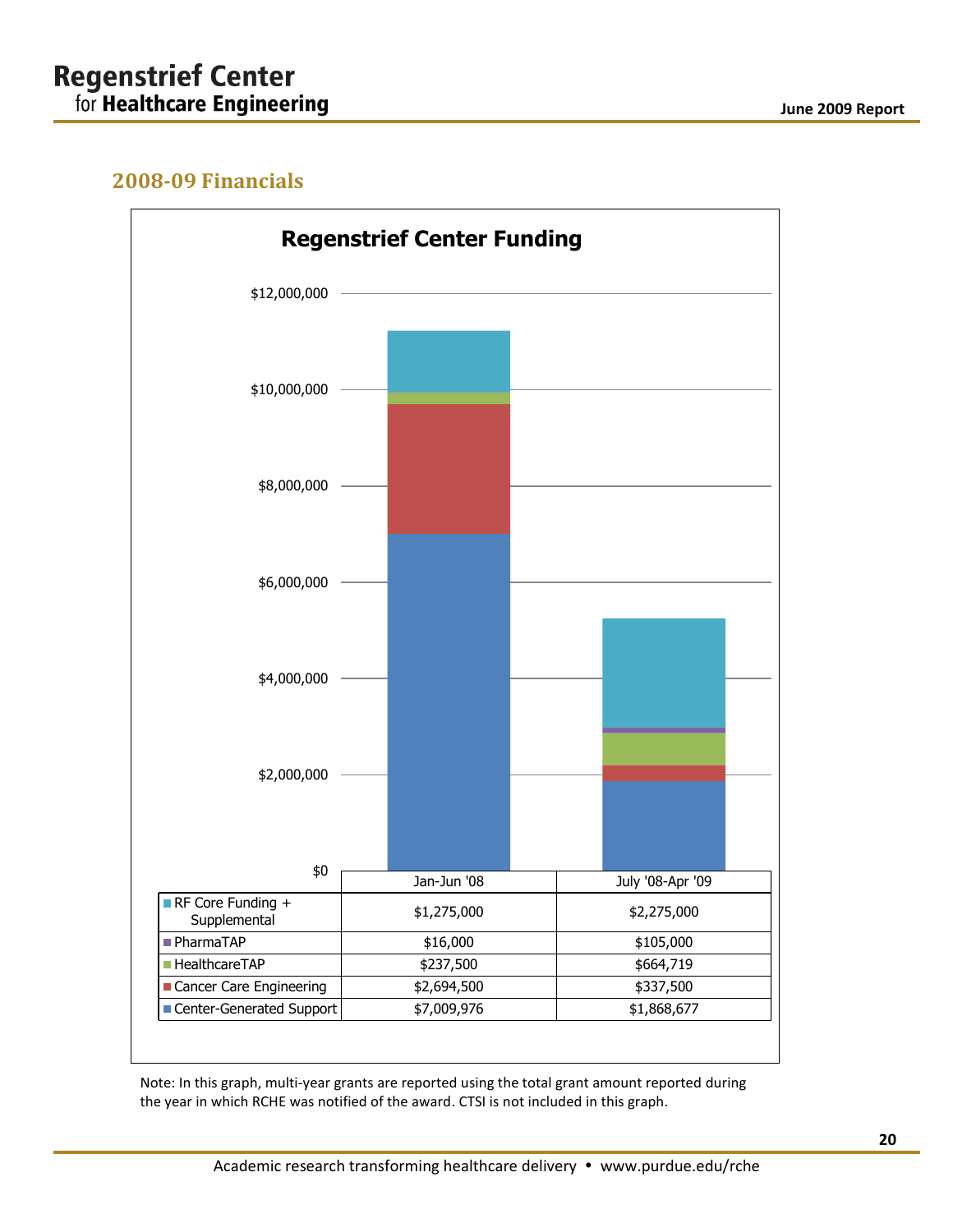## 2008-09 Financials

**Regenstrief Center Funding**

| | Jan-Jun '08 | July '08-Apr '09 |
|---|---|---|
| RF Core Funding + Supplemental | $1,275,000 | $2,275,000 |
| PharmaTAP | $16,000 | $105,000 |
| HealthcareTAP | $237,500 | $664,719 |
| Cancer Care Engineering | $2,694,500 | $337,500 |
| Center-Generated Support | $7,009,976 | $1,868,677 |

Note: In this graph, multi-year grants are reported using the total grant amount reported during the year in which RCHE was notified of the award. CTSI is not included in this graph.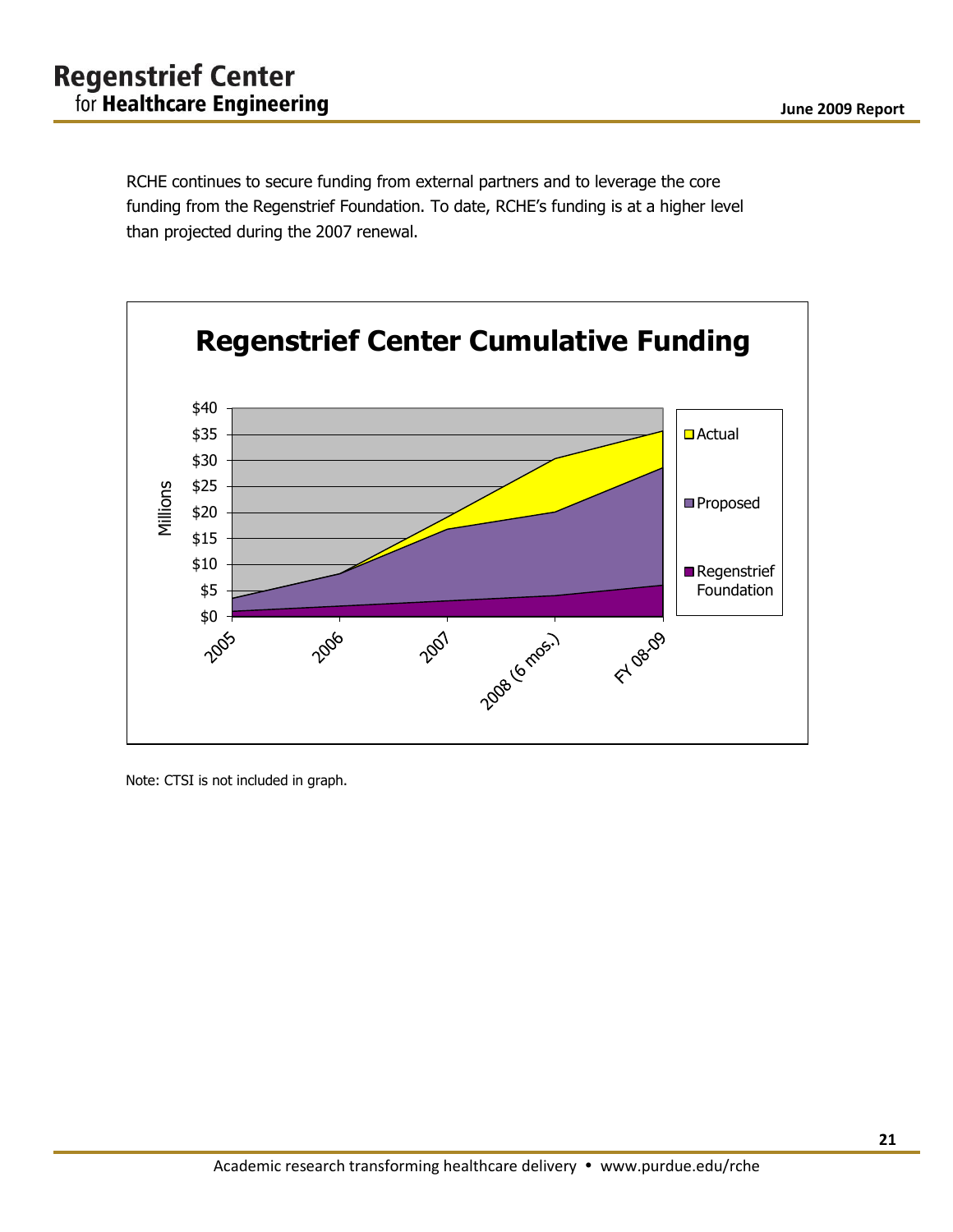RCHE continues to secure funding from external partners and to leverage the core funding from the Regenstrief Foundation. To date, RCHE's funding is at a higher level than projected during the 2007 renewal.

**Regenstrief Center Cumulative Funding**

Millions

$40
$35
$30
$25
$20
$15
$10
$5
$0

2005
2006
2007
2008 (6 mos.)
FY 08-09

Actual
Proposed
Regenstrief Foundation

Note: CTSI is not included in graph.